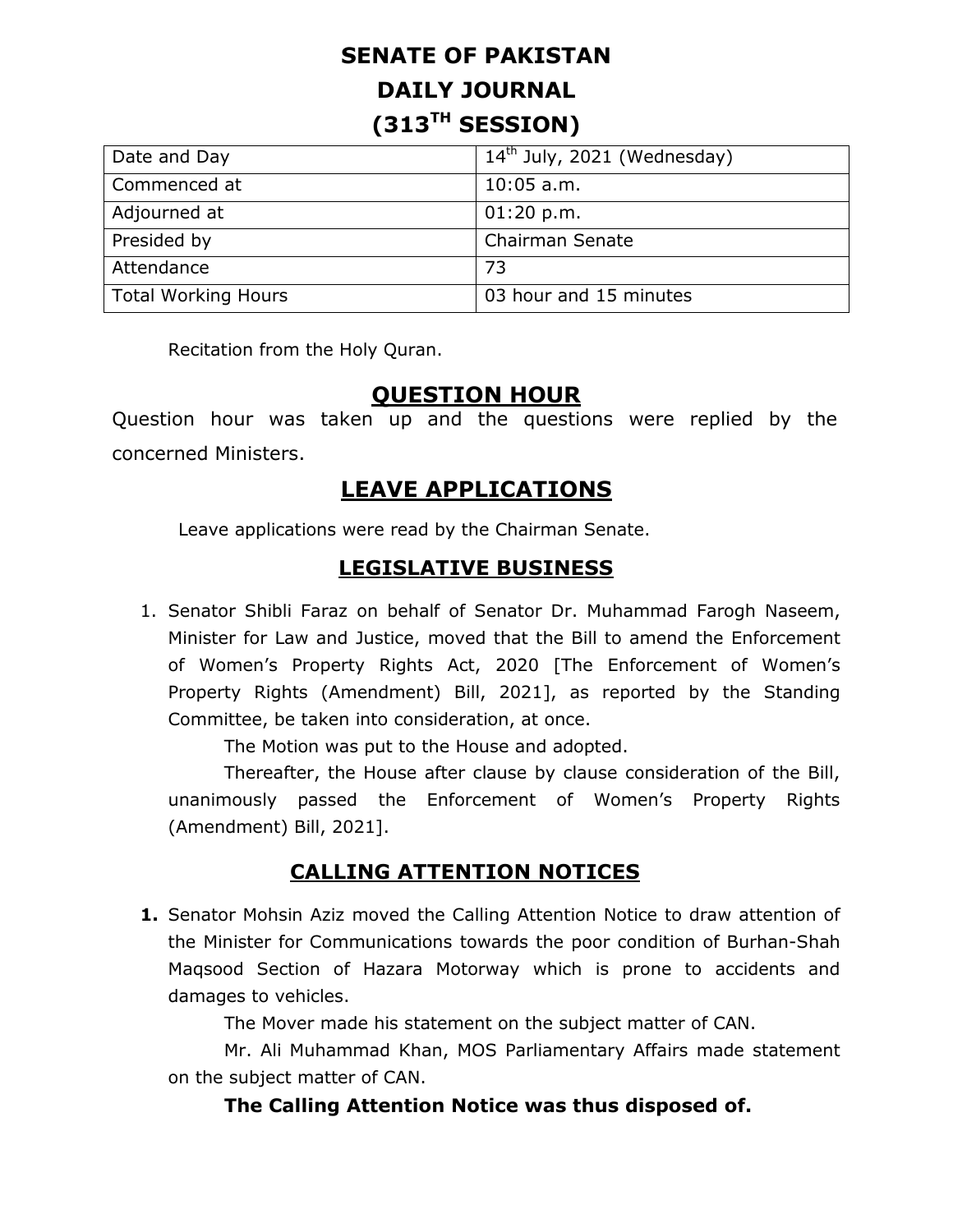# SENATE OF PAKISTAN
# DAILY JOURNAL
# (313TH SESSION)

| Date and Day | 14th July, 2021 (Wednesday) |
|---|---|
| Commenced at | 10:05 a.m. |
| Adjourned at | 01:20 p.m. |
| Presided by | Chairman Senate |
| Attendance | 73 |
| Total Working Hours | 03 hour and 15 minutes |

Recitation from the Holy Quran.

## QUESTION HOUR

Question hour was taken up and the questions were replied by the concerned Ministers.

## LEAVE APPLICATIONS

Leave applications were read by the Chairman Senate.

## LEGISLATIVE BUSINESS

1. Senator Shibli Faraz on behalf of Senator Dr. Muhammad Farogh Naseem, Minister for Law and Justice, moved that the Bill to amend the Enforcement of Women's Property Rights Act, 2020 [The Enforcement of Women's Property Rights (Amendment) Bill, 2021], as reported by the Standing Committee, be taken into consideration, at once.

   The Motion was put to the House and adopted.

   Thereafter, the House after clause by clause consideration of the Bill, unanimously passed the Enforcement of Women's Property Rights (Amendment) Bill, 2021].

## CALLING ATTENTION NOTICES

**1.** Senator Mohsin Aziz moved the Calling Attention Notice to draw attention of the Minister for Communications towards the poor condition of Burhan-Shah Maqsood Section of Hazara Motorway which is prone to accidents and damages to vehicles.

   The Mover made his statement on the subject matter of CAN.

   Mr. Ali Muhammad Khan, MOS Parliamentary Affairs made statement on the subject matter of CAN.

   **The Calling Attention Notice was thus disposed of.**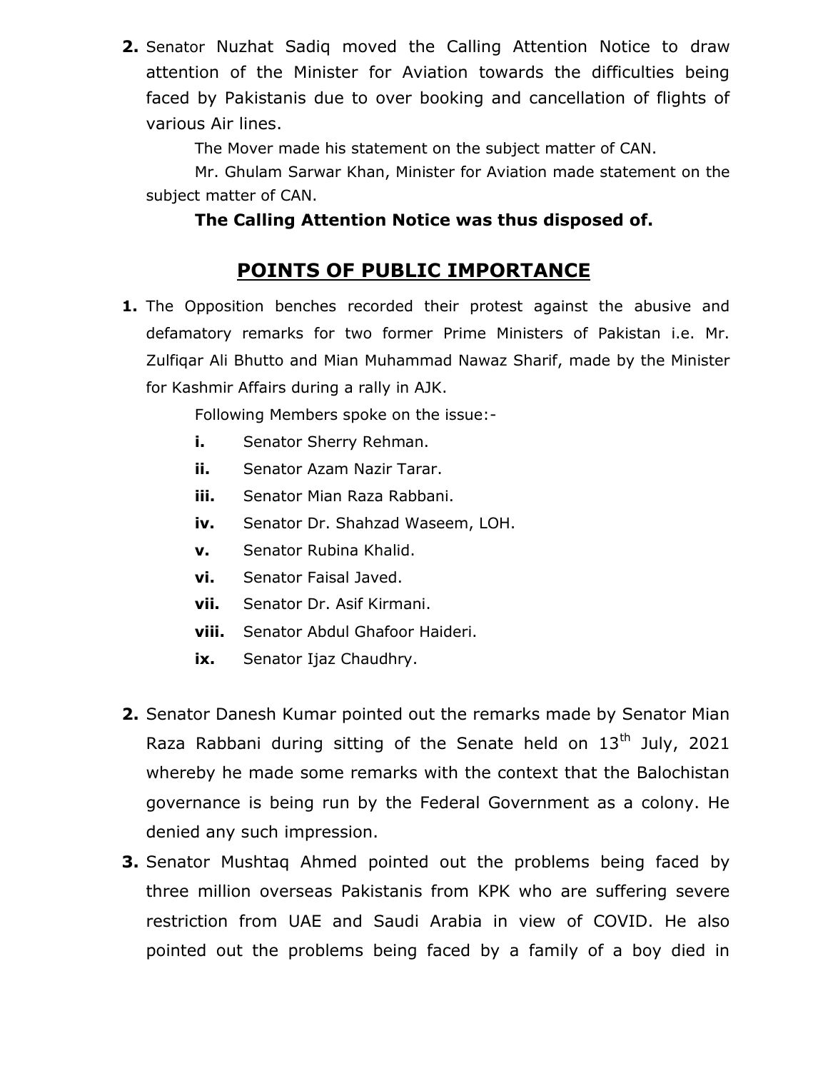2. Senator Nuzhat Sadiq moved the Calling Attention Notice to draw attention of the Minister for Aviation towards the difficulties being faced by Pakistanis due to over booking and cancellation of flights of various Air lines.

The Mover made his statement on the subject matter of CAN.

Mr. Ghulam Sarwar Khan, Minister for Aviation made statement on the subject matter of CAN.

**The Calling Attention Notice was thus disposed of.**

## POINTS OF PUBLIC IMPORTANCE

1. The Opposition benches recorded their protest against the abusive and defamatory remarks for two former Prime Ministers of Pakistan i.e. Mr. Zulfiqar Ali Bhutto and Mian Muhammad Nawaz Sharif, made by the Minister for Kashmir Affairs during a rally in AJK.

   Following Members spoke on the issue:-

   **i.** Senator Sherry Rehman.
   **ii.** Senator Azam Nazir Tarar.
   **iii.** Senator Mian Raza Rabbani.
   **iv.** Senator Dr. Shahzad Waseem, LOH.
   **v.** Senator Rubina Khalid.
   **vi.** Senator Faisal Javed.
   **vii.** Senator Dr. Asif Kirmani.
   **viii.** Senator Abdul Ghafoor Haideri.
   **ix.** Senator Ijaz Chaudhry.

2. Senator Danesh Kumar pointed out the remarks made by Senator Mian Raza Rabbani during sitting of the Senate held on 13th July, 2021 whereby he made some remarks with the context that the Balochistan governance is being run by the Federal Government as a colony. He denied any such impression.

3. Senator Mushtaq Ahmed pointed out the problems being faced by three million overseas Pakistanis from KPK who are suffering severe restriction from UAE and Saudi Arabia in view of COVID. He also pointed out the problems being faced by a family of a boy died in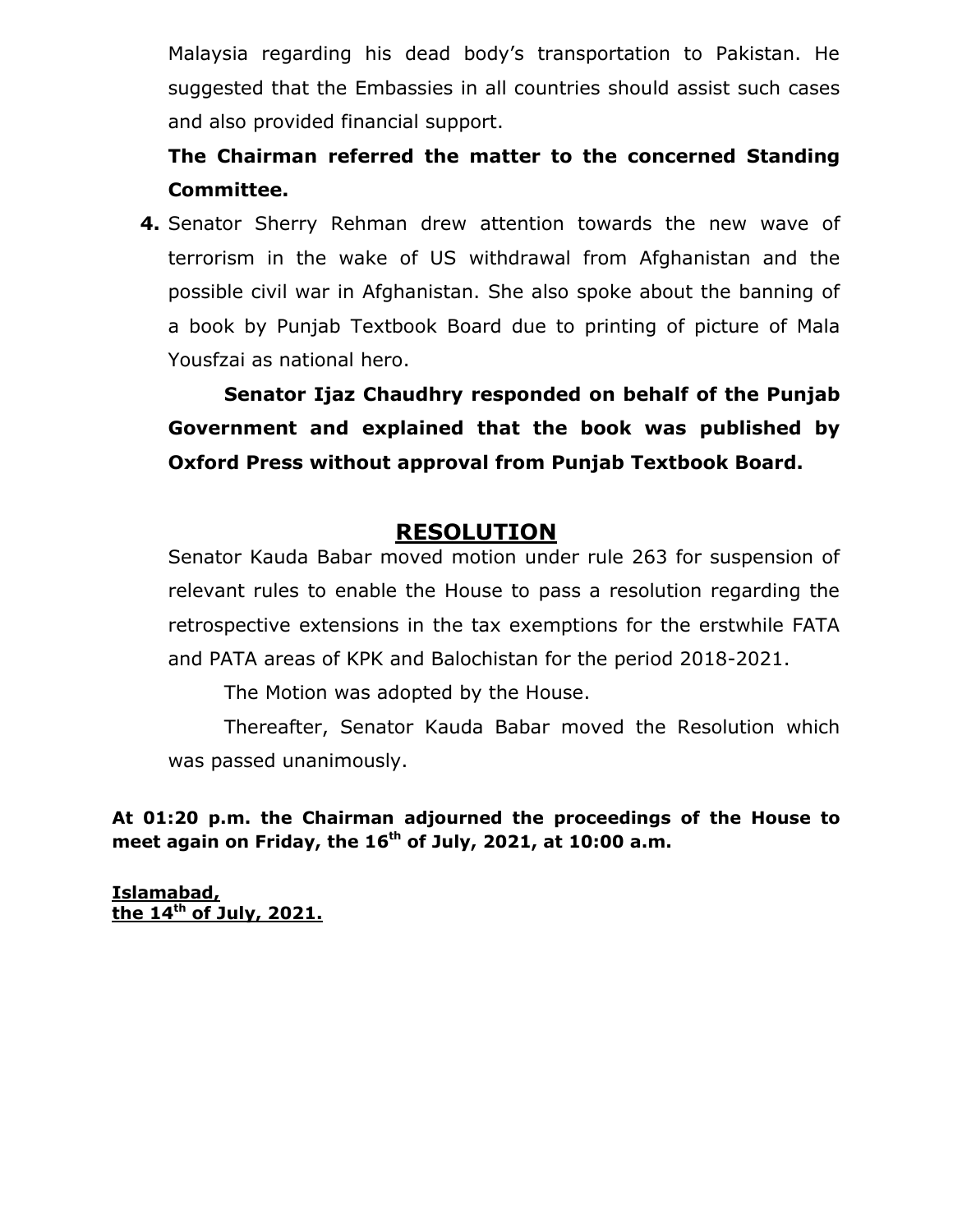Malaysia regarding his dead body's transportation to Pakistan. He suggested that the Embassies in all countries should assist such cases and also provided financial support.

**The Chairman referred the matter to the concerned Standing Committee.**

4. Senator Sherry Rehman drew attention towards the new wave of terrorism in the wake of US withdrawal from Afghanistan and the possible civil war in Afghanistan. She also spoke about the banning of a book by Punjab Textbook Board due to printing of picture of Mala Yousfzai as national hero.

   **Senator Ijaz Chaudhry responded on behalf of the Punjab Government and explained that the book was published by Oxford Press without approval from Punjab Textbook Board.**

## RESOLUTION

Senator Kauda Babar moved motion under rule 263 for suspension of relevant rules to enable the House to pass a resolution regarding the retrospective extensions in the tax exemptions for the erstwhile FATA and PATA areas of KPK and Balochistan for the period 2018-2021.

The Motion was adopted by the House.

Thereafter, Senator Kauda Babar moved the Resolution which was passed unanimously.

**At 01:20 p.m. the Chairman adjourned the proceedings of the House to meet again on Friday, the 16th of July, 2021, at 10:00 a.m.**

**Islamabad,**
**the 14th of July, 2021.**